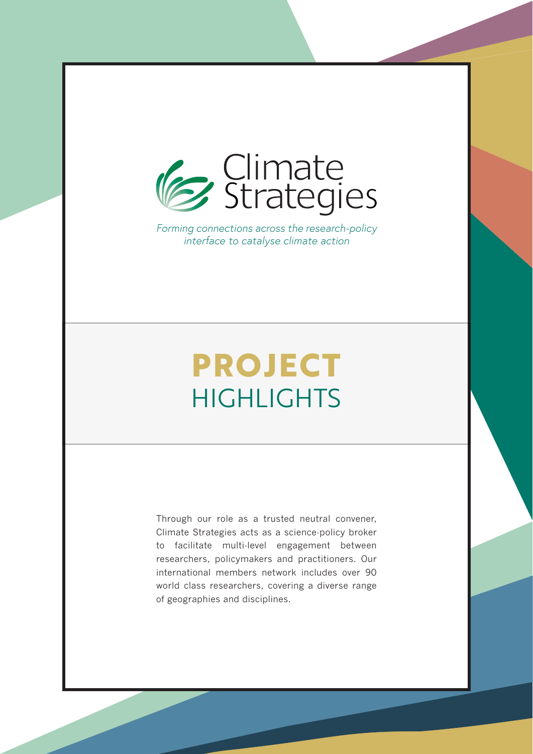# Climate Strategies

*Forming connections across the research-policy interface to catalyse climate action*

# PROJECT HIGHLIGHTS

Through our role as a trusted neutral convener, Climate Strategies acts as a science-policy broker to facilitate multi-level engagement between researchers, policymakers and practitioners. Our international members network includes over 90 world class researchers, covering a diverse range of geographies and disciplines.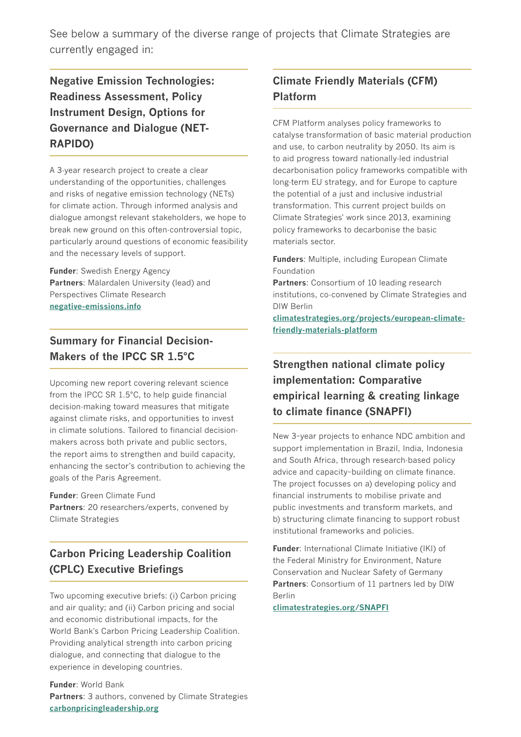See below a summary of the diverse range of projects that Climate Strategies are currently engaged in:

## Negative Emission Technologies: Readiness Assessment, Policy Instrument Design, Options for Governance and Dialogue (NET-RAPIDO)

A 3-year research project to create a clear understanding of the opportunities, challenges and risks of negative emission technology (NETs) for climate action. Through informed analysis and dialogue amongst relevant stakeholders, we hope to break new ground on this often-controversial topic, particularly around questions of economic feasibility and the necessary levels of support.

**Funder**: Swedish Energy Agency
**Partners**: Mälardalen University (lead) and Perspectives Climate Research
**negative-emissions.info**

## Summary for Financial Decision-Makers of the IPCC SR 1.5°C

Upcoming new report covering relevant science from the IPCC SR 1.5°C, to help guide financial decision-making toward measures that mitigate against climate risks, and opportunities to invest in climate solutions. Tailored to financial decision-makers across both private and public sectors, the report aims to strengthen and build capacity, enhancing the sector's contribution to achieving the goals of the Paris Agreement.

**Funder**: Green Climate Fund
**Partners**: 20 researchers/experts, convened by Climate Strategies

## Carbon Pricing Leadership Coalition (CPLC) Executive Briefings

Two upcoming executive briefs: (i) Carbon pricing and air quality; and (ii) Carbon pricing and social and economic distributional impacts, for the World Bank's Carbon Pricing Leadership Coalition. Providing analytical strength into carbon pricing dialogue, and connecting that dialogue to the experience in developing countries.

**Funder**: World Bank
**Partners**: 3 authors, convened by Climate Strategies
**carbonpricingleadership.org**

## Climate Friendly Materials (CFM) Platform

CFM Platform analyses policy frameworks to catalyse transformation of basic material production and use, to carbon neutrality by 2050. Its aim is to aid progress toward nationally-led industrial decarbonisation policy frameworks compatible with long-term EU strategy, and for Europe to capture the potential of a just and inclusive industrial transformation. This current project builds on Climate Strategies' work since 2013, examining policy frameworks to decarbonise the basic materials sector.

**Funders**: Multiple, including European Climate Foundation
**Partners**: Consortium of 10 leading research institutions, co-convened by Climate Strategies and DIW Berlin
**climatestrategies.org/projects/european-climate-friendly-materials-platform**

## Strengthen national climate policy implementation: Comparative empirical learning & creating linkage to climate finance (SNAPFI)

New 3–year projects to enhance NDC ambition and support implementation in Brazil, India, Indonesia and South Africa, through research-based policy advice and capacity–building on climate finance. The project focusses on a) developing policy and financial instruments to mobilise private and public investments and transform markets, and b) structuring climate financing to support robust institutional frameworks and policies.

**Funder**: International Climate Initiative (IKI) of the Federal Ministry for Environment, Nature Conservation and Nuclear Safety of Germany
**Partners**: Consortium of 11 partners led by DIW Berlin
**climatestrategies.org/SNAPFI**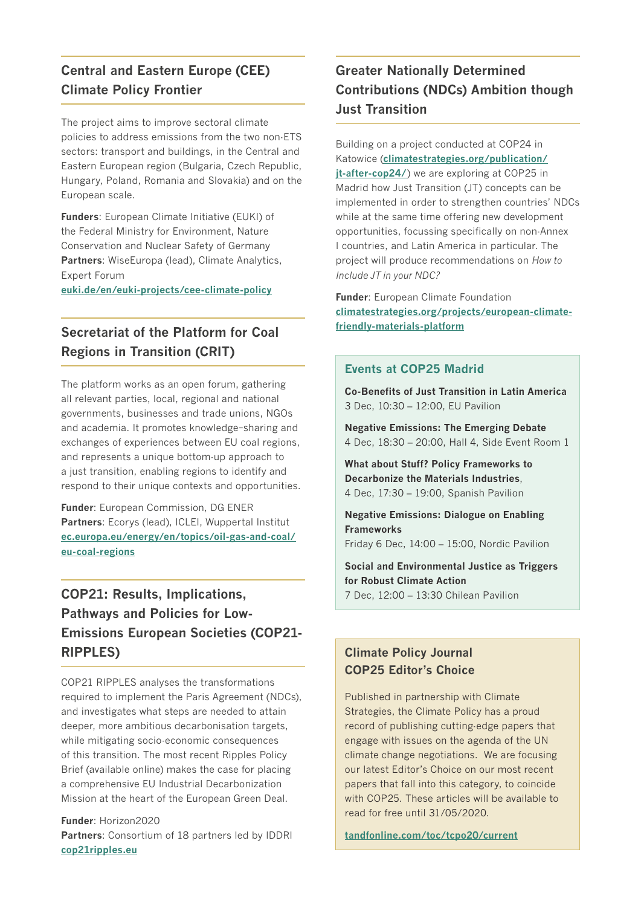## Central and Eastern Europe (CEE) Climate Policy Frontier

The project aims to improve sectoral climate policies to address emissions from the two non-ETS sectors: transport and buildings, in the Central and Eastern European region (Bulgaria, Czech Republic, Hungary, Poland, Romania and Slovakia) and on the European scale.

**Funders**: European Climate Initiative (EUKI) of the Federal Ministry for Environment, Nature Conservation and Nuclear Safety of Germany
**Partners**: WiseEuropa (lead), Climate Analytics, Expert Forum
**euki.de/en/euki-projects/cee-climate-policy**

## Secretariat of the Platform for Coal Regions in Transition (CRIT)

The platform works as an open forum, gathering all relevant parties, local, regional and national governments, businesses and trade unions, NGOs and academia. It promotes knowledge-sharing and exchanges of experiences between EU coal regions, and represents a unique bottom-up approach to a just transition, enabling regions to identify and respond to their unique contexts and opportunities.

**Funder**: European Commission, DG ENER
**Partners**: Ecorys (lead), ICLEI, Wuppertal Institut
**ec.europa.eu/energy/en/topics/oil-gas-and-coal/eu-coal-regions**

## COP21: Results, Implications, Pathways and Policies for Low-Emissions European Societies (COP21-RIPPLES)

COP21 RIPPLES analyses the transformations required to implement the Paris Agreement (NDCs), and investigates what steps are needed to attain deeper, more ambitious decarbonisation targets, while mitigating socio-economic consequences of this transition. The most recent Ripples Policy Brief (available online) makes the case for placing a comprehensive EU Industrial Decarbonization Mission at the heart of the European Green Deal.

**Funder**: Horizon2020
**Partners**: Consortium of 18 partners led by IDDRI
**cop21ripples.eu**

## Greater Nationally Determined Contributions (NDCs) Ambition though Just Transition

Building on a project conducted at COP24 in Katowice (**climatestrategies.org/publication/jt-after-cop24/**) we are exploring at COP25 in Madrid how Just Transition (JT) concepts can be implemented in order to strengthen countries' NDCs while at the same time offering new development opportunities, focussing specifically on non-Annex I countries, and Latin America in particular. The project will produce recommendations on *How to Include JT in your NDC?*

**Funder**: European Climate Foundation
**climatestrategies.org/projects/european-climate-friendly-materials-platform**

### Events at COP25 Madrid

**Co-Benefits of Just Transition in Latin America**
3 Dec, 10:30 – 12:00, EU Pavilion

**Negative Emissions: The Emerging Debate**
4 Dec, 18:30 – 20:00, Hall 4, Side Event Room 1

**What about Stuff? Policy Frameworks to Decarbonize the Materials Industries**,
4 Dec, 17:30 – 19:00, Spanish Pavilion

**Negative Emissions: Dialogue on Enabling Frameworks**
Friday 6 Dec, 14:00 – 15:00, Nordic Pavilion

**Social and Environmental Justice as Triggers for Robust Climate Action**
7 Dec, 12:00 – 13:30 Chilean Pavilion

### Climate Policy Journal COP25 Editor's Choice

Published in partnership with Climate Strategies, the Climate Policy has a proud record of publishing cutting-edge papers that engage with issues on the agenda of the UN climate change negotiations. We are focusing our latest Editor's Choice on our most recent papers that fall into this category, to coincide with COP25. These articles will be available to read for free until 31/05/2020.

**tandfonline.com/toc/tcpo20/current**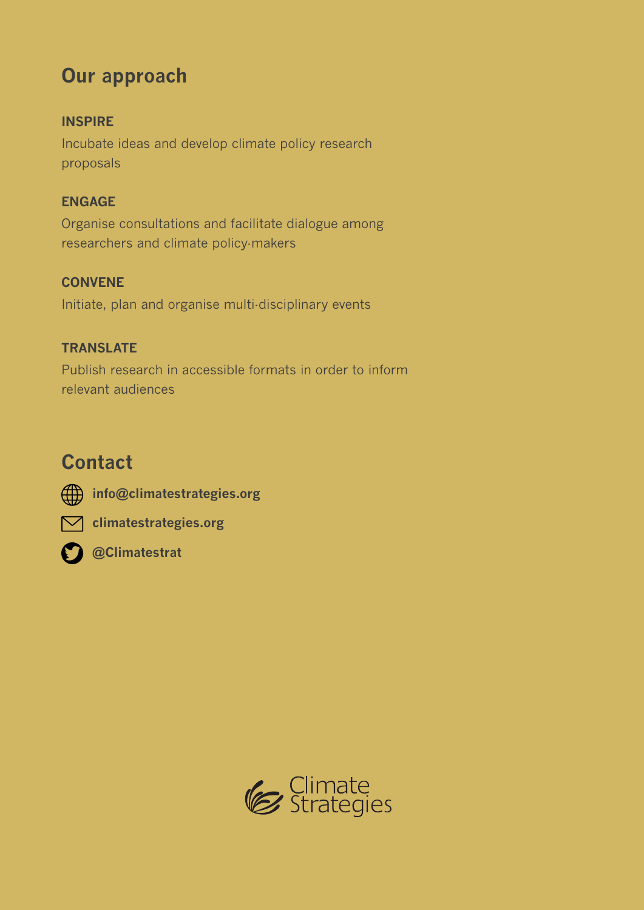## Our approach

**INSPIRE**

Incubate ideas and develop climate policy research proposals

**ENGAGE**

Organise consultations and facilitate dialogue among researchers and climate policy-makers

**CONVENE**

Initiate, plan and organise multi-disciplinary events

**TRANSLATE**

Publish research in accessible formats in order to inform relevant audiences

## Contact

**info@climatestrategies.org**

**climatestrategies.org**

**@Climatestrat**

Climate Strategies